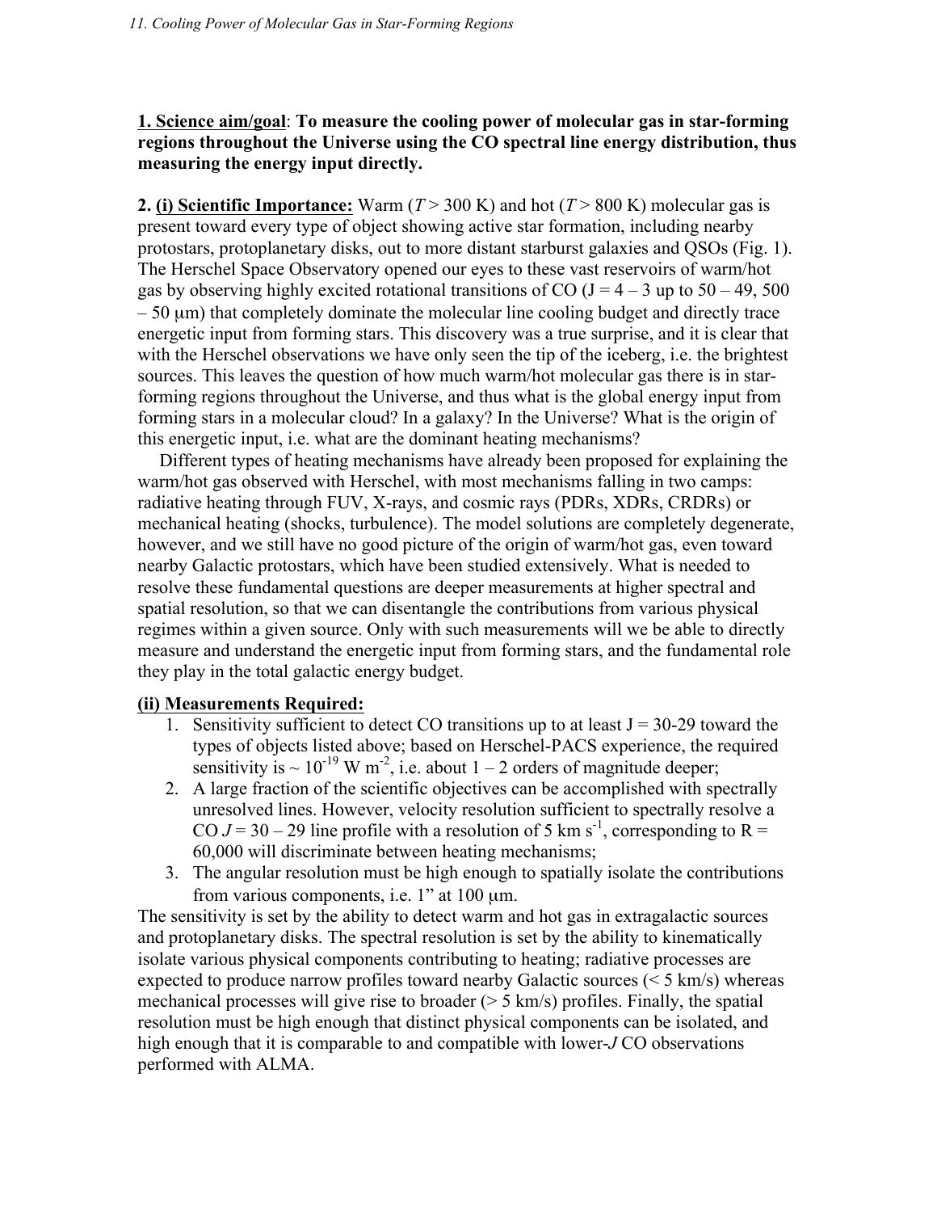**1. Science aim/goal**: **To measure the cooling power of molecular gas in star-forming regions throughout the Universe using the CO spectral line energy distribution, thus measuring the energy input directly.**

**2. (i) Scientific Importance:** Warm ($T > 300$ K) and hot ($T > 800$ K) molecular gas is present toward every type of object showing active star formation, including nearby protostars, protoplanetary disks, out to more distant starburst galaxies and QSOs (Fig. 1). The Herschel Space Observatory opened our eyes to these vast reservoirs of warm/hot gas by observing highly excited rotational transitions of CO (J = 4 – 3 up to 50 – 49, 500 – 50 μm) that completely dominate the molecular line cooling budget and directly trace energetic input from forming stars. This discovery was a true surprise, and it is clear that with the Herschel observations we have only seen the tip of the iceberg, i.e. the brightest sources. This leaves the question of how much warm/hot molecular gas there is in star-forming regions throughout the Universe, and thus what is the global energy input from forming stars in a molecular cloud? In a galaxy? In the Universe? What is the origin of this energetic input, i.e. what are the dominant heating mechanisms?

Different types of heating mechanisms have already been proposed for explaining the warm/hot gas observed with Herschel, with most mechanisms falling in two camps: radiative heating through FUV, X-rays, and cosmic rays (PDRs, XDRs, CRDRs) or mechanical heating (shocks, turbulence). The model solutions are completely degenerate, however, and we still have no good picture of the origin of warm/hot gas, even toward nearby Galactic protostars, which have been studied extensively. What is needed to resolve these fundamental questions are deeper measurements at higher spectral and spatial resolution, so that we can disentangle the contributions from various physical regimes within a given source. Only with such measurements will we be able to directly measure and understand the energetic input from forming stars, and the fundamental role they play in the total galactic energy budget.

**(ii) Measurements Required:**

1. Sensitivity sufficient to detect CO transitions up to at least J = 30-29 toward the types of objects listed above; based on Herschel-PACS experience, the required sensitivity is ~ $10^{-19}$ W m$^{-2}$, i.e. about 1 – 2 orders of magnitude deeper;
2. A large fraction of the scientific objectives can be accomplished with spectrally unresolved lines. However, velocity resolution sufficient to spectrally resolve a CO $J = 30 – 29$ line profile with a resolution of 5 km s$^{-1}$, corresponding to R = 60,000 will discriminate between heating mechanisms;
3. The angular resolution must be high enough to spatially isolate the contributions from various components, i.e. 1" at 100 μm.

The sensitivity is set by the ability to detect warm and hot gas in extragalactic sources and protoplanetary disks. The spectral resolution is set by the ability to kinematically isolate various physical components contributing to heating; radiative processes are expected to produce narrow profiles toward nearby Galactic sources (< 5 km/s) whereas mechanical processes will give rise to broader (> 5 km/s) profiles. Finally, the spatial resolution must be high enough that distinct physical components can be isolated, and high enough that it is comparable to and compatible with lower-*J* CO observations performed with ALMA.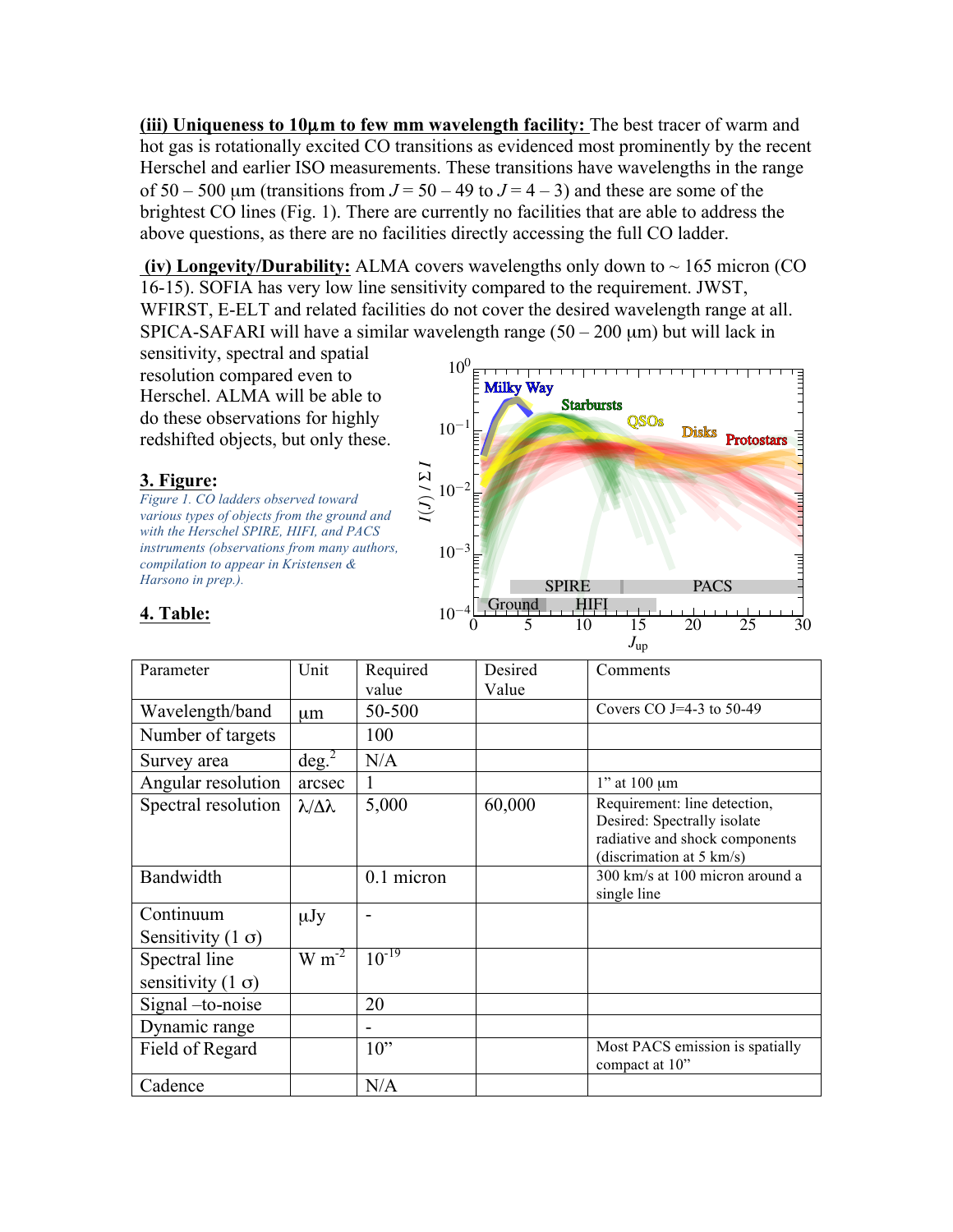**(iii) Uniqueness to 10μm to few mm wavelength facility:** The best tracer of warm and hot gas is rotationally excited CO transitions as evidenced most prominently by the recent Herschel and earlier ISO measurements. These transitions have wavelengths in the range of 50 – 500 μm (transitions from $J = 50 – 49$ to $J = 4 – 3$) and these are some of the brightest CO lines (Fig. 1). There are currently no facilities that are able to address the above questions, as there are no facilities directly accessing the full CO ladder.

**(iv) Longevity/Durability:** ALMA covers wavelengths only down to ~ 165 micron (CO 16-15). SOFIA has very low line sensitivity compared to the requirement. JWST, WFIRST, E-ELT and related facilities do not cover the desired wavelength range at all. SPICA-SAFARI will have a similar wavelength range (50 – 200 μm) but will lack in sensitivity, spectral and spatial resolution compared even to Herschel. ALMA will be able to do these observations for highly redshifted objects, but only these.

**3. Figure:**

Milky Way
Starbursts
QSOs
Disks
Protostars
$10^0$
$10^{-1}$
$10^{-2}$
$10^{-3}$
$10^{-4}$
$I(J) / \Sigma I$
SPIRE
PACS
Ground
HIFI
0 5 10 15 20 25 30
$J_{up}$

*Figure 1. CO ladders observed toward various types of objects from the ground and with the Herschel SPIRE, HIFI, and PACS instruments (observations from many authors, compilation to appear in Kristensen & Harsono in prep.).*

**4. Table:**

| Parameter | Unit | Required value | Desired Value | Comments |
|---|---|---|---|---|
| Wavelength/band | μm | 50-500 | | Covers CO J=4-3 to 50-49 |
| Number of targets | | 100 | | |
| Survey area | deg.$^2$ | N/A | | |
| Angular resolution | arcsec | 1 | | 1" at 100 μm |
| Spectral resolution | λ/Δλ | 5,000 | 60,000 | Requirement: line detection, Desired: Spectrally isolate radiative and shock components (discrimation at 5 km/s) |
| Bandwidth | | 0.1 micron | | 300 km/s at 100 micron around a single line |
| Continuum Sensitivity (1 σ) | μJy | - | | |
| Spectral line sensitivity (1 σ) | W m$^{-2}$ | $10^{-19}$ | | |
| Signal –to-noise | | 20 | | |
| Dynamic range | | - | | |
| Field of Regard | | 10" | | Most PACS emission is spatially compact at 10" |
| Cadence | | N/A | | |